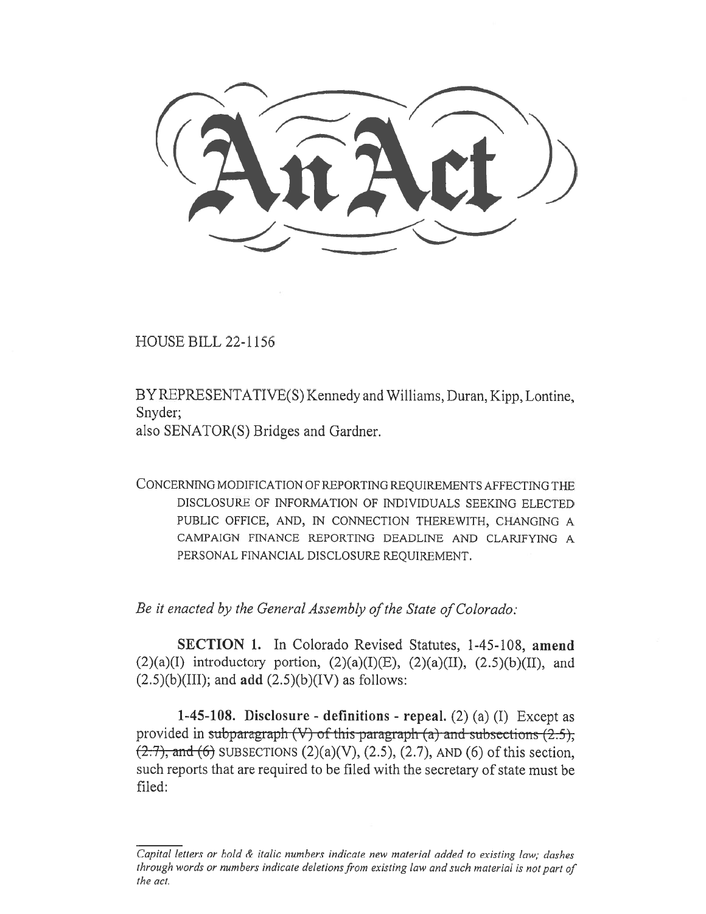# An Act

HOUSE BILL 22-1156

BY REPRESENTATIVE(S) Kennedy and Williams, Duran, Kipp, Lontine, Snyder;
also SENATOR(S) Bridges and Gardner.

CONCERNING MODIFICATION OF REPORTING REQUIREMENTS AFFECTING THE DISCLOSURE OF INFORMATION OF INDIVIDUALS SEEKING ELECTED PUBLIC OFFICE, AND, IN CONNECTION THEREWITH, CHANGING A CAMPAIGN FINANCE REPORTING DEADLINE AND CLARIFYING A PERSONAL FINANCIAL DISCLOSURE REQUIREMENT.

*Be it enacted by the General Assembly of the State of Colorado:*

**SECTION 1.** In Colorado Revised Statutes, 1-45-108, **amend** (2)(a)(I) introductory portion, (2)(a)(I)(E), (2)(a)(II), (2.5)(b)(II), and (2.5)(b)(III); and **add** (2.5)(b)(IV) as follows:

**1-45-108. Disclosure - definitions - repeal.** (2) (a) (I) Except as provided in ~~subparagraph (V) of this paragraph (a) and subsections (2.5), (2.7), and (6)~~ SUBSECTIONS (2)(a)(V), (2.5), (2.7), AND (6) of this section, such reports that are required to be filed with the secretary of state must be filed:

*Capital letters or bold & italic numbers indicate new material added to existing law; dashes through words or numbers indicate deletions from existing law and such material is not part of the act.*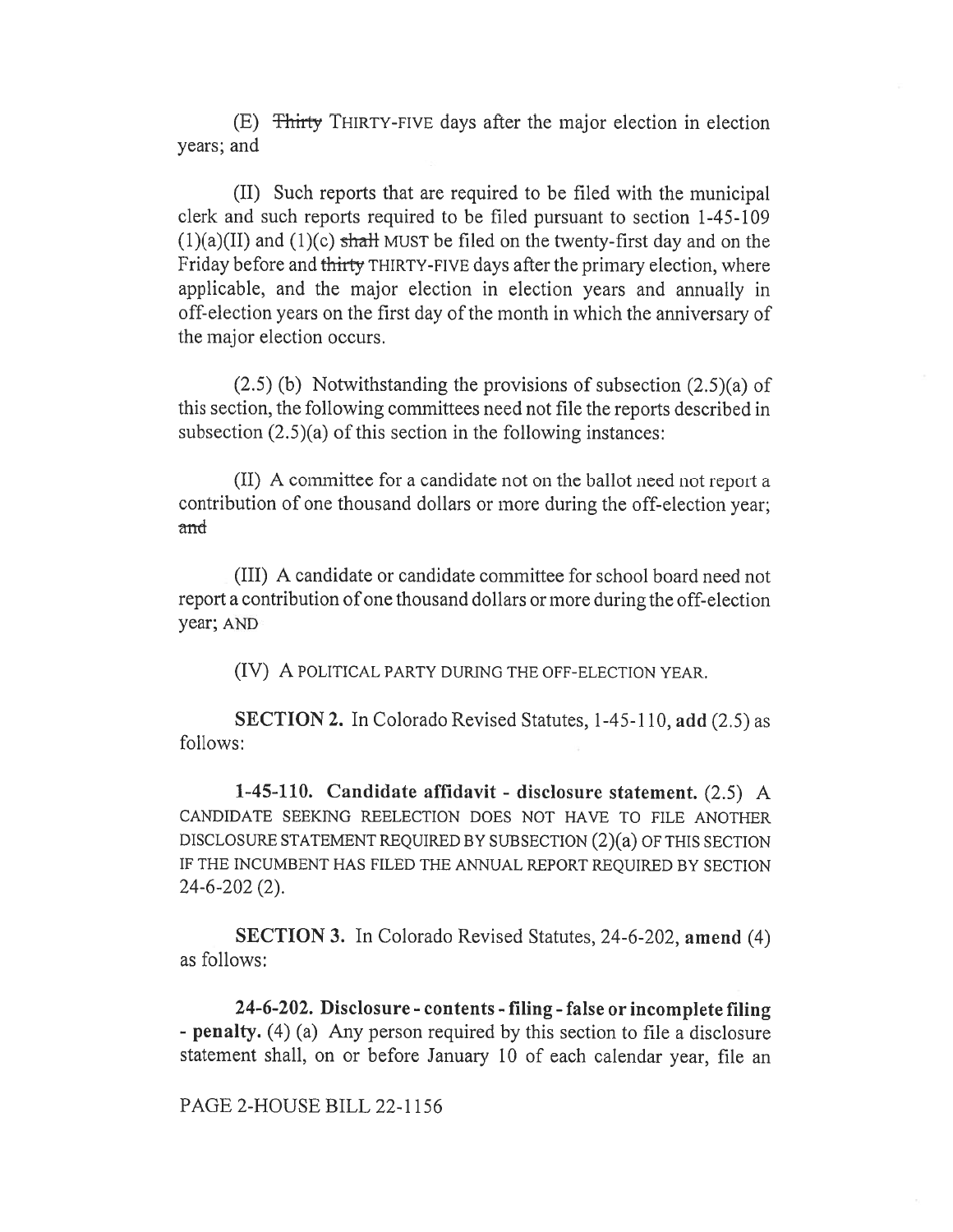(E) ~~Thirty~~ THIRTY-FIVE days after the major election in election years; and

(II) Such reports that are required to be filed with the municipal clerk and such reports required to be filed pursuant to section 1-45-109 (1)(a)(II) and (1)(c) ~~shall~~ MUST be filed on the twenty-first day and on the Friday before and ~~thirty~~ THIRTY-FIVE days after the primary election, where applicable, and the major election in election years and annually in off-election years on the first day of the month in which the anniversary of the major election occurs.

(2.5) (b) Notwithstanding the provisions of subsection (2.5)(a) of this section, the following committees need not file the reports described in subsection (2.5)(a) of this section in the following instances:

(II) A committee for a candidate not on the ballot need not report a contribution of one thousand dollars or more during the off-election year; ~~and~~

(III) A candidate or candidate committee for school board need not report a contribution of one thousand dollars or more during the off-election year; AND

(IV) A POLITICAL PARTY DURING THE OFF-ELECTION YEAR.

**SECTION 2.** In Colorado Revised Statutes, 1-45-110, **add** (2.5) as follows:

**1-45-110. Candidate affidavit - disclosure statement.** (2.5) A CANDIDATE SEEKING REELECTION DOES NOT HAVE TO FILE ANOTHER DISCLOSURE STATEMENT REQUIRED BY SUBSECTION (2)(a) OF THIS SECTION IF THE INCUMBENT HAS FILED THE ANNUAL REPORT REQUIRED BY SECTION 24-6-202 (2).

**SECTION 3.** In Colorado Revised Statutes, 24-6-202, **amend** (4) as follows:

**24-6-202. Disclosure - contents - filing - false or incomplete filing - penalty.** (4) (a) Any person required by this section to file a disclosure statement shall, on or before January 10 of each calendar year, file an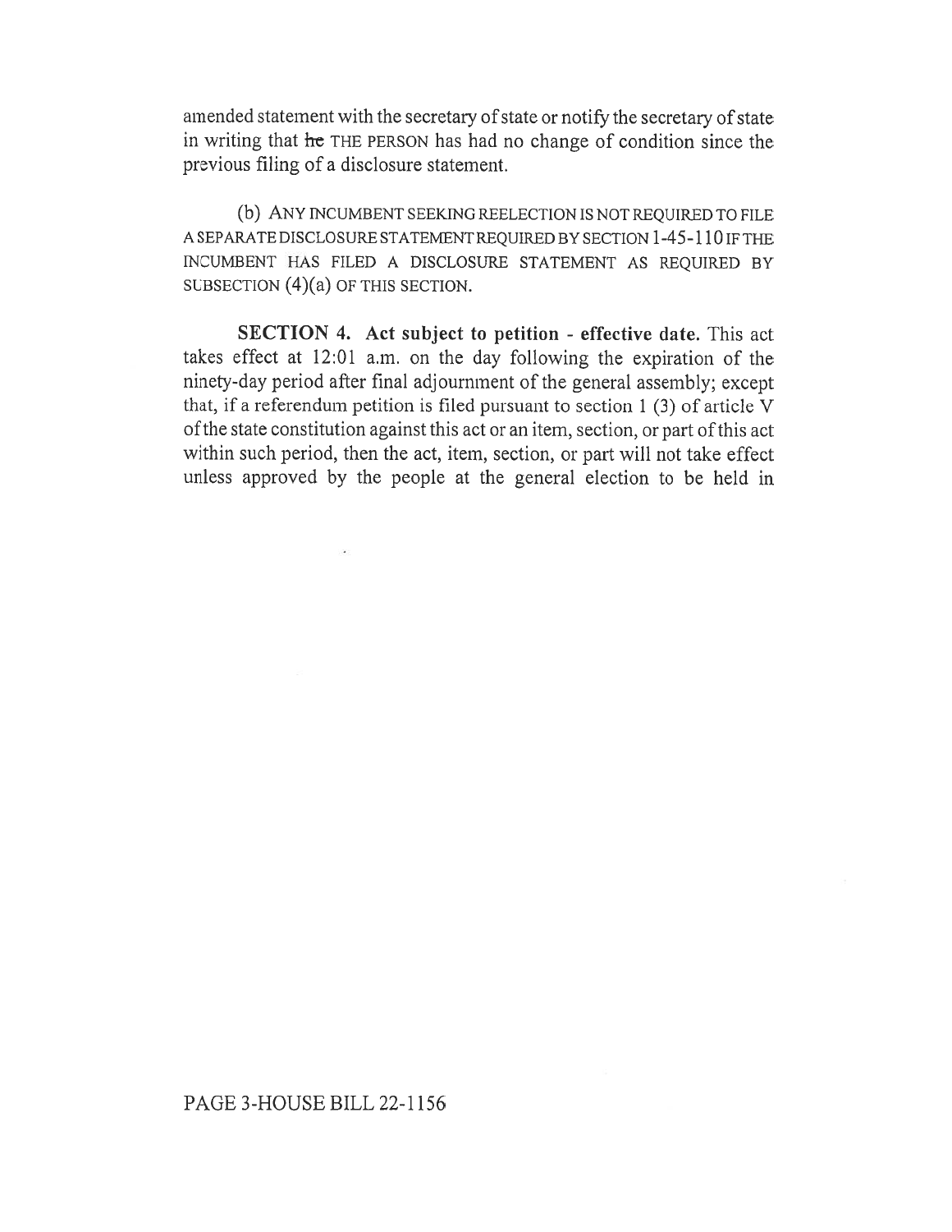amended statement with the secretary of state or notify the secretary of state in writing that ~~he~~ THE PERSON has had no change of condition since the previous filing of a disclosure statement.

(b) ANY INCUMBENT SEEKING REELECTION IS NOT REQUIRED TO FILE A SEPARATE DISCLOSURE STATEMENT REQUIRED BY SECTION 1-45-110 IF THE INCUMBENT HAS FILED A DISCLOSURE STATEMENT AS REQUIRED BY SUBSECTION (4)(a) OF THIS SECTION.

**SECTION 4. Act subject to petition - effective date.** This act takes effect at 12:01 a.m. on the day following the expiration of the ninety-day period after final adjournment of the general assembly; except that, if a referendum petition is filed pursuant to section 1 (3) of article V of the state constitution against this act or an item, section, or part of this act within such period, then the act, item, section, or part will not take effect unless approved by the people at the general election to be held in

PAGE 3-HOUSE BILL 22-1156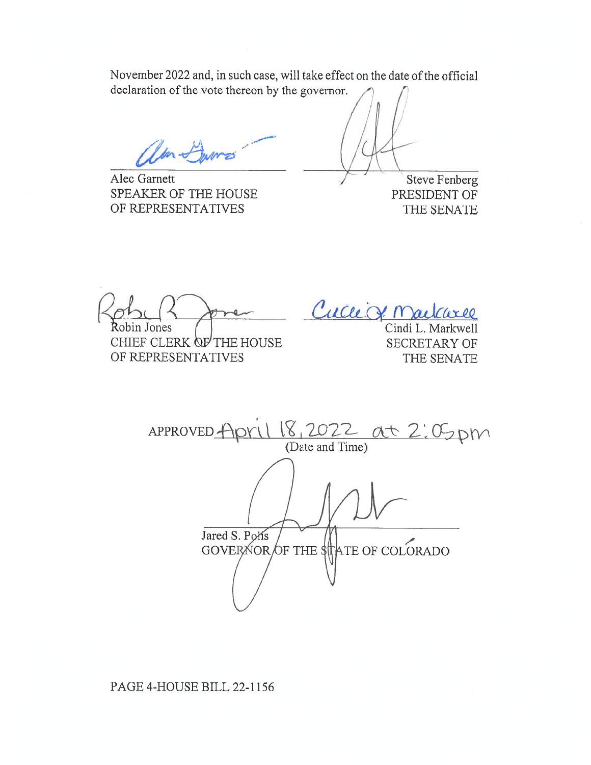November 2022 and, in such case, will take effect on the date of the official declaration of the vote thereon by the governor.

Alec Garnett
SPEAKER OF THE HOUSE
OF REPRESENTATIVES

Steve Fenberg
PRESIDENT OF
THE SENATE

Robin Jones
CHIEF CLERK OF THE HOUSE
OF REPRESENTATIVES

Cindi L. Markwell
SECRETARY OF
THE SENATE

APPROVED April 18, 2022 at 2:05pm
(Date and Time)

Jared S. Polis
GOVERNOR OF THE STATE OF COLORADO

PAGE 4-HOUSE BILL 22-1156